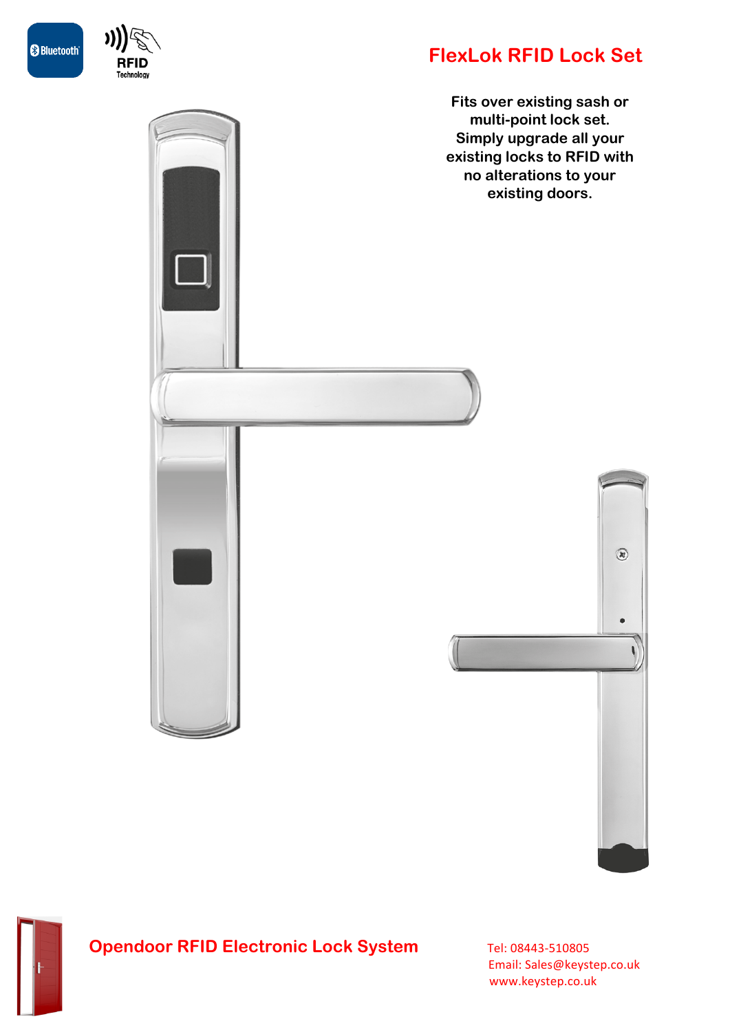Bluetooth

RFID
Technology

# FlexLok RFID Lock Set

**Fits over existing sash or multi-point lock set. Simply upgrade all your existing locks to RFID with no alterations to your existing doors.**

## Opendoor RFID Electronic Lock System

Tel: 08443-510805
Email: Sales@keystep.co.uk
www.keystep.co.uk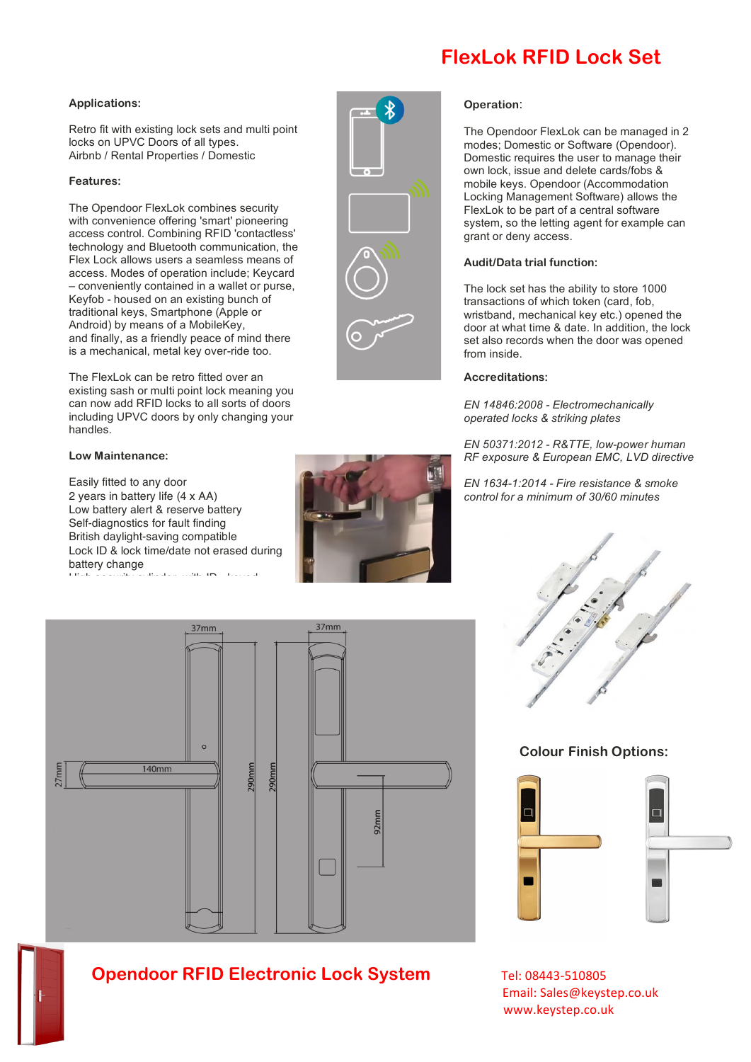# FlexLok RFID Lock Set

**Applications:**

Retro fit with existing lock sets and multi point locks on UPVC Doors of all types.
Airbnb / Rental Properties / Domestic

**Features:**

The Opendoor FlexLok combines security with convenience offering 'smart' pioneering access control. Combining RFID 'contactless' technology and Bluetooth communication, the Flex Lock allows users a seamless means of access. Modes of operation include; Keycard – conveniently contained in a wallet or purse, Keyfob - housed on an existing bunch of traditional keys, Smartphone (Apple or Android) by means of a MobileKey, and finally, as a friendly peace of mind there is a mechanical, metal key over-ride too.

The FlexLok can be retro fitted over an existing sash or multi point lock meaning you can now add RFID locks to all sorts of doors including UPVC doors by only changing your handles.

**Low Maintenance:**

Easily fitted to any door
2 years in battery life (4 x AA)
Low battery alert & reserve battery
Self-diagnostics for fault finding
British daylight-saving compatible
Lock ID & lock time/date not erased during battery change

**Operation**:

The Opendoor FlexLok can be managed in 2 modes; Domestic or Software (Opendoor). Domestic requires the user to manage their own lock, issue and delete cards/fobs & mobile keys. Opendoor (Accommodation Locking Management Software) allows the FlexLok to be part of a central software system, so the letting agent for example can grant or deny access.

**Audit/Data trial function:**

The lock set has the ability to store 1000 transactions of which token (card, fob, wristband, mechanical key etc.) opened the door at what time & date. In addition, the lock set also records when the door was opened from inside.

**Accreditations:**

*EN 14846:2008 - Electromechanically operated locks & striking plates*

*EN 50371:2012 - R&TTE, low-power human RF exposure & European EMC, LVD directive*

*EN 1634-1:2014 - Fire resistance & smoke control for a minimum of 30/60 minutes*

37mm
37mm
27mm
140mm
290mm
290mm
92mm

**Colour Finish Options:**

## Opendoor RFID Electronic Lock System

Tel: 08443-510805
Email: Sales@keystep.co.uk
www.keystep.co.uk